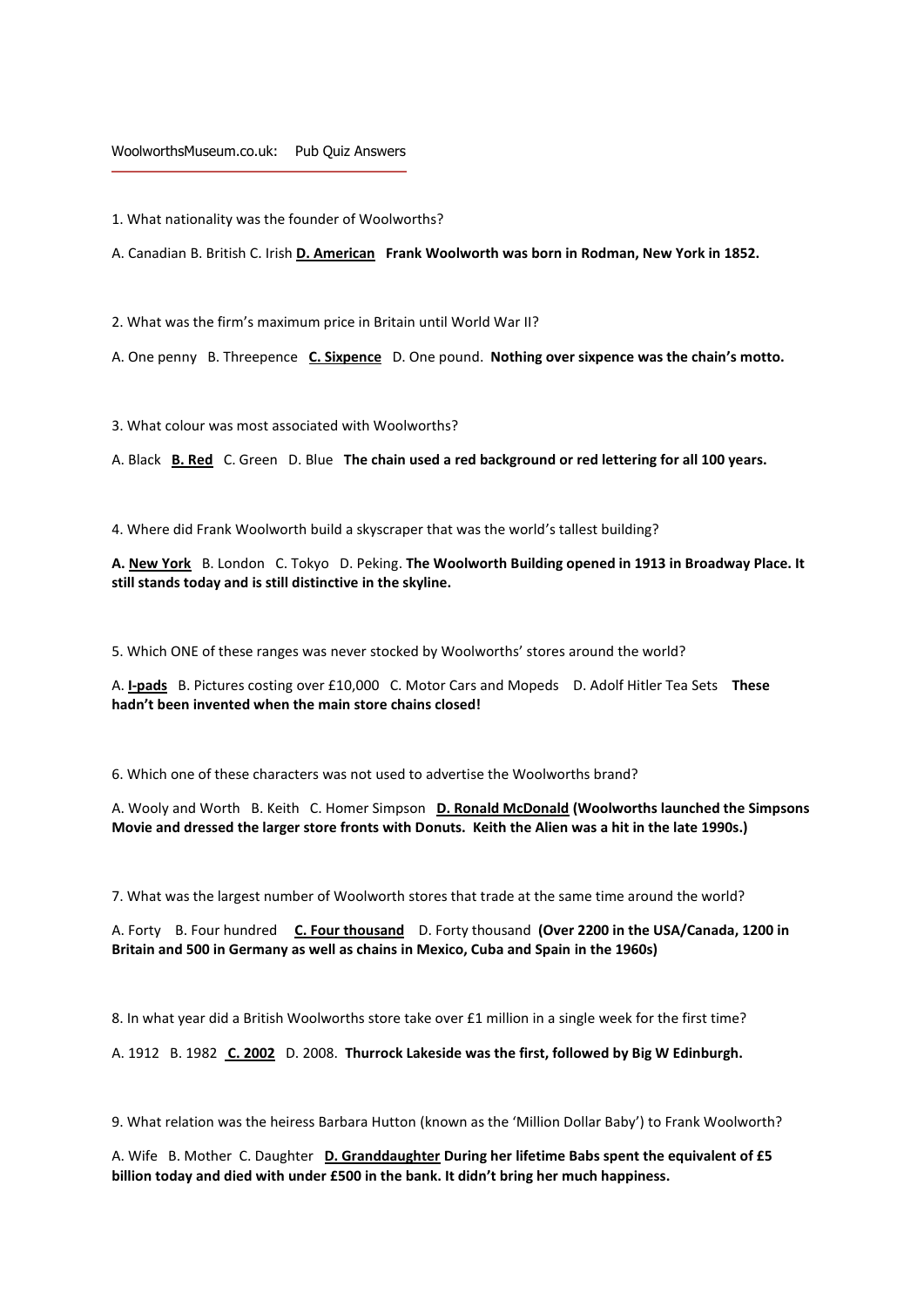WoolworthsMuseum.co.uk: Pub Quiz Answers

1. What nationality was the founder of Woolworths?

A. Canadian B. British C. Irish **<u>D. American</u>** **Frank Woolworth was born in Rodman, New York in 1852.**

2. What was the firm's maximum price in Britain until World War II?

A. One penny B. Threepence **<u>C. Sixpence</u>** D. One pound. **Nothing over sixpence was the chain's motto.**

3. What colour was most associated with Woolworths?

A. Black **<u>B. Red</u>** C. Green D. Blue **The chain used a red background or red lettering for all 100 years.**

4. Where did Frank Woolworth build a skyscraper that was the world's tallest building?

**A. <u>New York</u>** B. London C. Tokyo D. Peking. **The Woolworth Building opened in 1913 in Broadway Place. It still stands today and is still distinctive in the skyline.**

5. Which ONE of these ranges was never stocked by Woolworths' stores around the world?

A. **<u>I-pads</u>** B. Pictures costing over £10,000 C. Motor Cars and Mopeds D. Adolf Hitler Tea Sets **These hadn't been invented when the main store chains closed!**

6. Which one of these characters was not used to advertise the Woolworths brand?

A. Wooly and Worth B. Keith C. Homer Simpson **<u>D. Ronald McDonald</u>** **(Woolworths launched the Simpsons Movie and dressed the larger store fronts with Donuts. Keith the Alien was a hit in the late 1990s.)**

7. What was the largest number of Woolworth stores that trade at the same time around the world?

A. Forty B. Four hundred **<u>C. Four thousand</u>** D. Forty thousand **(Over 2200 in the USA/Canada, 1200 in Britain and 500 in Germany as well as chains in Mexico, Cuba and Spain in the 1960s)**

8. In what year did a British Woolworths store take over £1 million in a single week for the first time?

A. 1912 B. 1982 **<u>C. 2002</u>** D. 2008. **Thurrock Lakeside was the first, followed by Big W Edinburgh.**

9. What relation was the heiress Barbara Hutton (known as the 'Million Dollar Baby') to Frank Woolworth?

A. Wife B. Mother C. Daughter **<u>D. Granddaughter</u>** **During her lifetime Babs spent the equivalent of £5 billion today and died with under £500 in the bank. It didn't bring her much happiness.**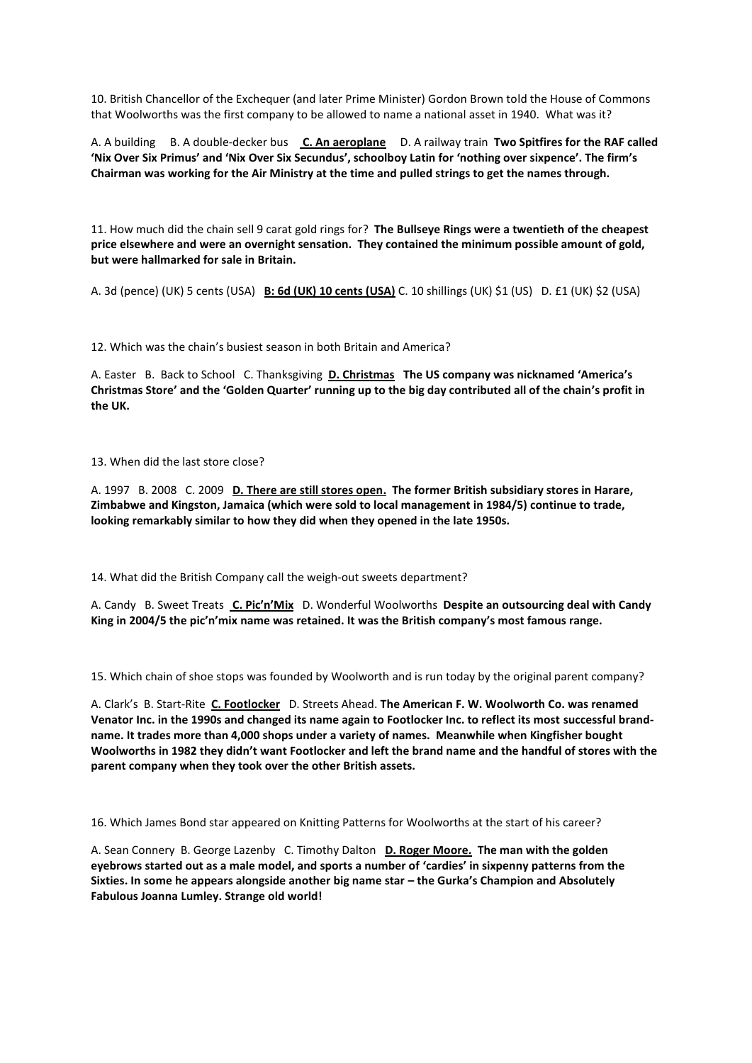10. British Chancellor of the Exchequer (and later Prime Minister) Gordon Brown told the House of Commons that Woolworths was the first company to be allowed to name a national asset in 1940. What was it?

A. A building B. A double-decker bus **C. An aeroplane** D. A railway train **Two Spitfires for the RAF called 'Nix Over Six Primus' and 'Nix Over Six Secundus', schoolboy Latin for 'nothing over sixpence'. The firm's Chairman was working for the Air Ministry at the time and pulled strings to get the names through.**

11. How much did the chain sell 9 carat gold rings for? **The Bullseye Rings were a twentieth of the cheapest price elsewhere and were an overnight sensation. They contained the minimum possible amount of gold, but were hallmarked for sale in Britain.**

A. 3d (pence) (UK) 5 cents (USA) **B: 6d (UK) 10 cents (USA)** C. 10 shillings (UK) $1 (US) D. £1 (UK) $2 (USA)

12. Which was the chain's busiest season in both Britain and America?

A. Easter B. Back to School C. Thanksgiving **D. Christmas** **The US company was nicknamed 'America's Christmas Store' and the 'Golden Quarter' running up to the big day contributed all of the chain's profit in the UK.**

13. When did the last store close?

A. 1997 B. 2008 C. 2009 **D. There are still stores open.** **The former British subsidiary stores in Harare, Zimbabwe and Kingston, Jamaica (which were sold to local management in 1984/5) continue to trade, looking remarkably similar to how they did when they opened in the late 1950s.**

14. What did the British Company call the weigh-out sweets department?

A. Candy B. Sweet Treats **C. Pic'n'Mix** D. Wonderful Woolworths **Despite an outsourcing deal with Candy King in 2004/5 the pic'n'mix name was retained. It was the British company's most famous range.**

15. Which chain of shoe stops was founded by Woolworth and is run today by the original parent company?

A. Clark's B. Start-Rite **C. Footlocker** D. Streets Ahead. **The American F. W. Woolworth Co. was renamed Venator Inc. in the 1990s and changed its name again to Footlocker Inc. to reflect its most successful brand-name. It trades more than 4,000 shops under a variety of names. Meanwhile when Kingfisher bought Woolworths in 1982 they didn't want Footlocker and left the brand name and the handful of stores with the parent company when they took over the other British assets.**

16. Which James Bond star appeared on Knitting Patterns for Woolworths at the start of his career?

A. Sean Connery B. George Lazenby C. Timothy Dalton **D. Roger Moore.** **The man with the golden eyebrows started out as a male model, and sports a number of 'cardies' in sixpenny patterns from the Sixties. In some he appears alongside another big name star – the Gurka's Champion and Absolutely Fabulous Joanna Lumley. Strange old world!**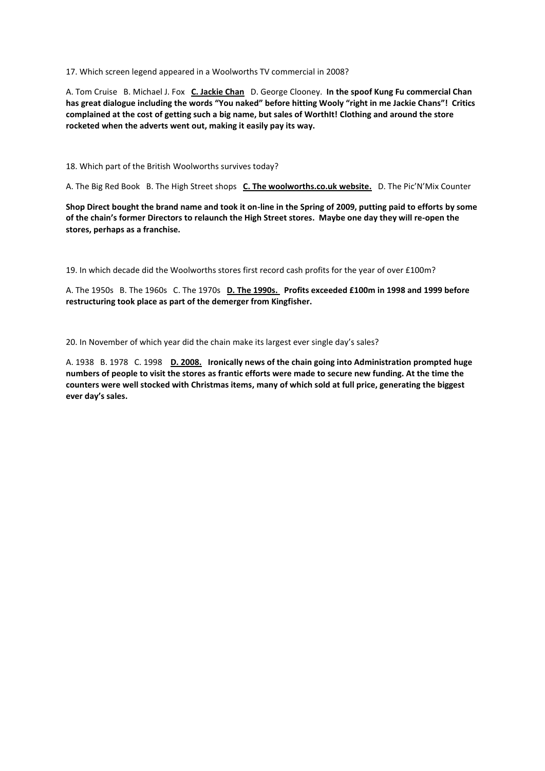17. Which screen legend appeared in a Woolworths TV commercial in 2008?

A. Tom Cruise B. Michael J. Fox **<u>C. Jackie Chan</u>** D. George Clooney. **In the spoof Kung Fu commercial Chan has great dialogue including the words "You naked" before hitting Wooly "right in me Jackie Chans"! Critics complained at the cost of getting such a big name, but sales of WorthIt! Clothing and around the store rocketed when the adverts went out, making it easily pay its way.**

18. Which part of the British Woolworths survives today?

A. The Big Red Book B. The High Street shops **<u>C. The woolworths.co.uk website.</u>** D. The Pic'N'Mix Counter

**Shop Direct bought the brand name and took it on-line in the Spring of 2009, putting paid to efforts by some of the chain's former Directors to relaunch the High Street stores. Maybe one day they will re-open the stores, perhaps as a franchise.**

19. In which decade did the Woolworths stores first record cash profits for the year of over £100m?

A. The 1950s B. The 1960s C. The 1970s **<u>D. The 1990s.</u> Profits exceeded £100m in 1998 and 1999 before restructuring took place as part of the demerger from Kingfisher.**

20. In November of which year did the chain make its largest ever single day's sales?

A. 1938 B. 1978 C. 1998 **<u>D. 2008.</u> Ironically news of the chain going into Administration prompted huge numbers of people to visit the stores as frantic efforts were made to secure new funding. At the time the counters were well stocked with Christmas items, many of which sold at full price, generating the biggest ever day's sales.**